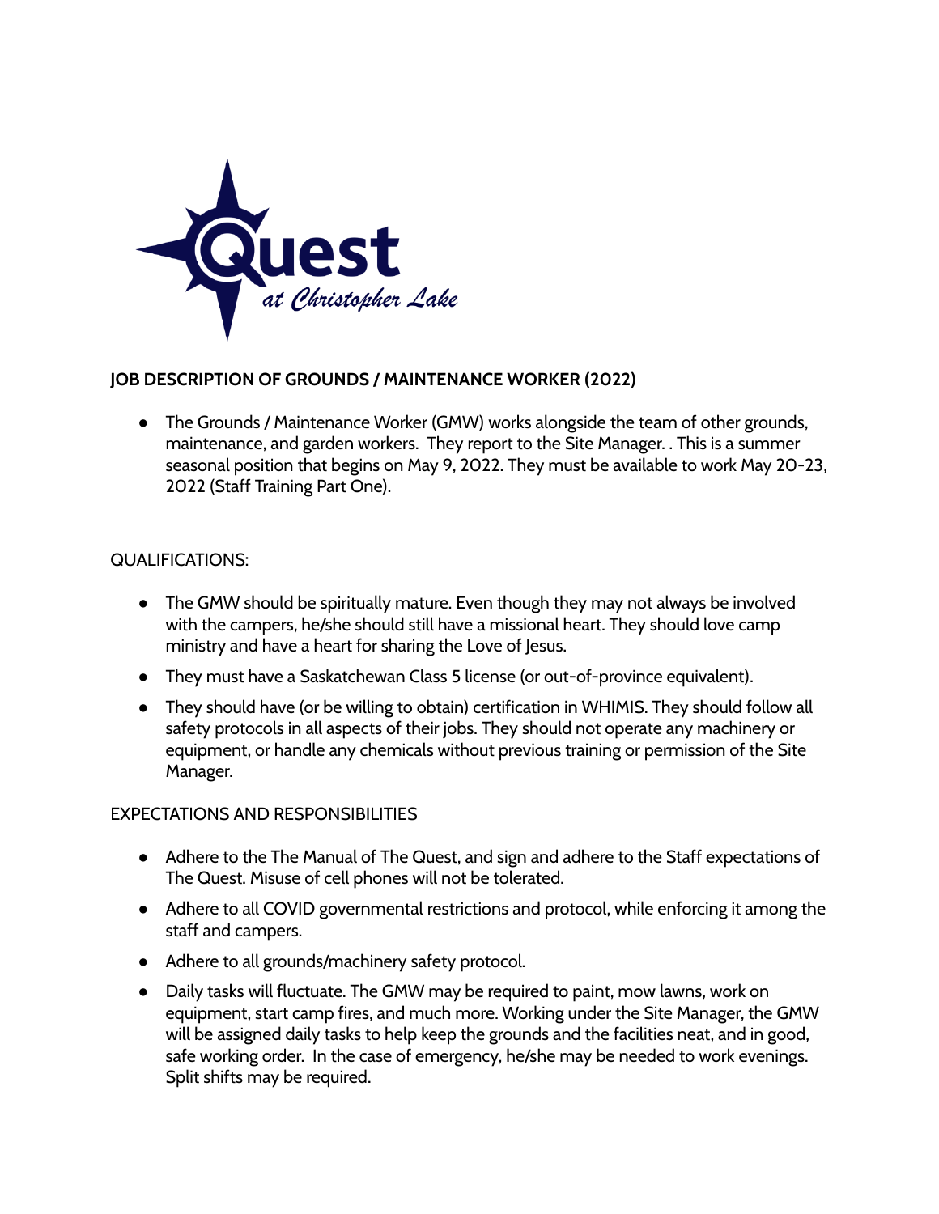**Quest** *at Christopher Lake*

## JOB DESCRIPTION OF GROUNDS / MAINTENANCE WORKER (2022)

- The Grounds / Maintenance Worker (GMW) works alongside the team of other grounds, maintenance, and garden workers. They report to the Site Manager. . This is a summer seasonal position that begins on May 9, 2022. They must be available to work May 20-23, 2022 (Staff Training Part One).

QUALIFICATIONS:

- The GMW should be spiritually mature. Even though they may not always be involved with the campers, he/she should still have a missional heart. They should love camp ministry and have a heart for sharing the Love of Jesus.
- They must have a Saskatchewan Class 5 license (or out-of-province equivalent).
- They should have (or be willing to obtain) certification in WHIMIS. They should follow all safety protocols in all aspects of their jobs. They should not operate any machinery or equipment, or handle any chemicals without previous training or permission of the Site Manager.

EXPECTATIONS AND RESPONSIBILITIES

- Adhere to the The Manual of The Quest, and sign and adhere to the Staff expectations of The Quest. Misuse of cell phones will not be tolerated.
- Adhere to all COVID governmental restrictions and protocol, while enforcing it among the staff and campers.
- Adhere to all grounds/machinery safety protocol.
- Daily tasks will fluctuate. The GMW may be required to paint, mow lawns, work on equipment, start camp fires, and much more. Working under the Site Manager, the GMW will be assigned daily tasks to help keep the grounds and the facilities neat, and in good, safe working order. In the case of emergency, he/she may be needed to work evenings. Split shifts may be required.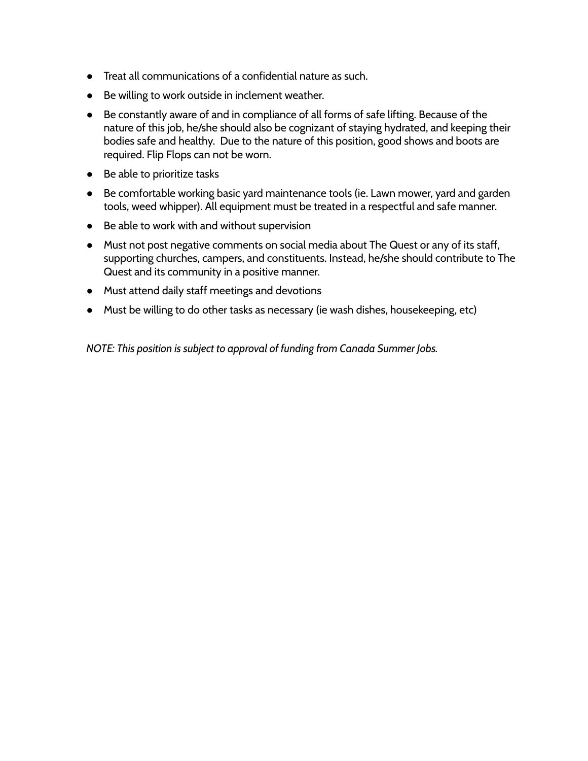- Treat all communications of a confidential nature as such.
- Be willing to work outside in inclement weather.
- Be constantly aware of and in compliance of all forms of safe lifting. Because of the nature of this job, he/she should also be cognizant of staying hydrated, and keeping their bodies safe and healthy. Due to the nature of this position, good shows and boots are required. Flip Flops can not be worn.
- Be able to prioritize tasks
- Be comfortable working basic yard maintenance tools (ie. Lawn mower, yard and garden tools, weed whipper). All equipment must be treated in a respectful and safe manner.
- Be able to work with and without supervision
- Must not post negative comments on social media about The Quest or any of its staff, supporting churches, campers, and constituents. Instead, he/she should contribute to The Quest and its community in a positive manner.
- Must attend daily staff meetings and devotions
- Must be willing to do other tasks as necessary (ie wash dishes, housekeeping, etc)

*NOTE: This position is subject to approval of funding from Canada Summer Jobs.*